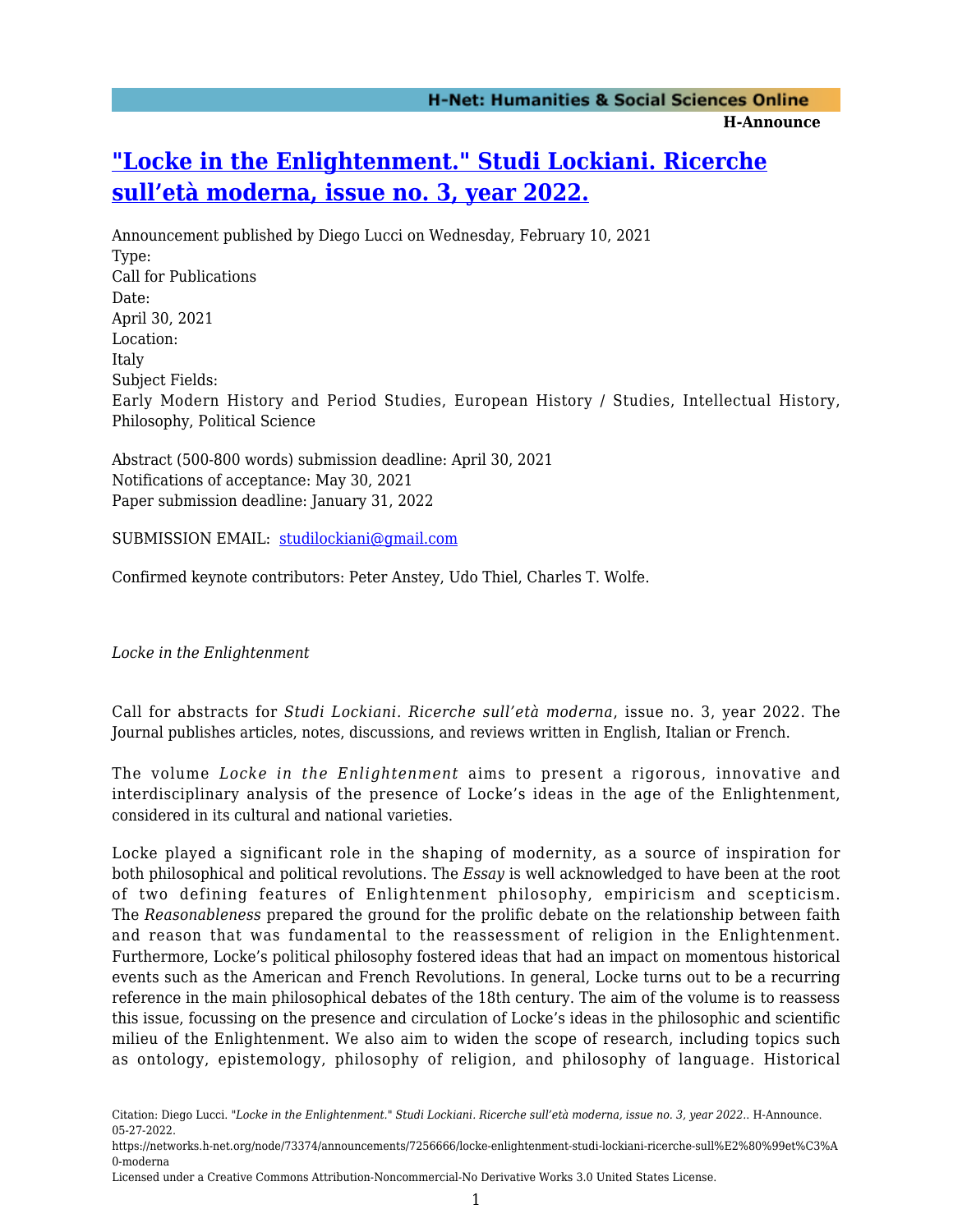# "Locke in the Enlightenment." Studi Lockiani. Ricerche sull'età moderna, issue no. 3, year 2022.

Announcement published by Diego Lucci on Wednesday, February 10, 2021

Type:
Call for Publications

Date:
April 30, 2021

Location:
Italy

Subject Fields:
Early Modern History and Period Studies, European History / Studies, Intellectual History, Philosophy, Political Science

Abstract (500-800 words) submission deadline: April 30, 2021
Notifications of acceptance: May 30, 2021
Paper submission deadline: January 31, 2022

SUBMISSION EMAIL: studilockiani@gmail.com

Confirmed keynote contributors: Peter Anstey, Udo Thiel, Charles T. Wolfe.

*Locke in the Enlightenment*

Call for abstracts for *Studi Lockiani. Ricerche sull'età moderna*, issue no. 3, year 2022. The Journal publishes articles, notes, discussions, and reviews written in English, Italian or French.

The volume *Locke in the Enlightenment* aims to present a rigorous, innovative and interdisciplinary analysis of the presence of Locke's ideas in the age of the Enlightenment, considered in its cultural and national varieties.

Locke played a significant role in the shaping of modernity, as a source of inspiration for both philosophical and political revolutions. The *Essay* is well acknowledged to have been at the root of two defining features of Enlightenment philosophy, empiricism and scepticism. The *Reasonableness* prepared the ground for the prolific debate on the relationship between faith and reason that was fundamental to the reassessment of religion in the Enlightenment. Furthermore, Locke's political philosophy fostered ideas that had an impact on momentous historical events such as the American and French Revolutions. In general, Locke turns out to be a recurring reference in the main philosophical debates of the 18th century. The aim of the volume is to reassess this issue, focussing on the presence and circulation of Locke's ideas in the philosophic and scientific milieu of the Enlightenment. We also aim to widen the scope of research, including topics such as ontology, epistemology, philosophy of religion, and philosophy of language. Historical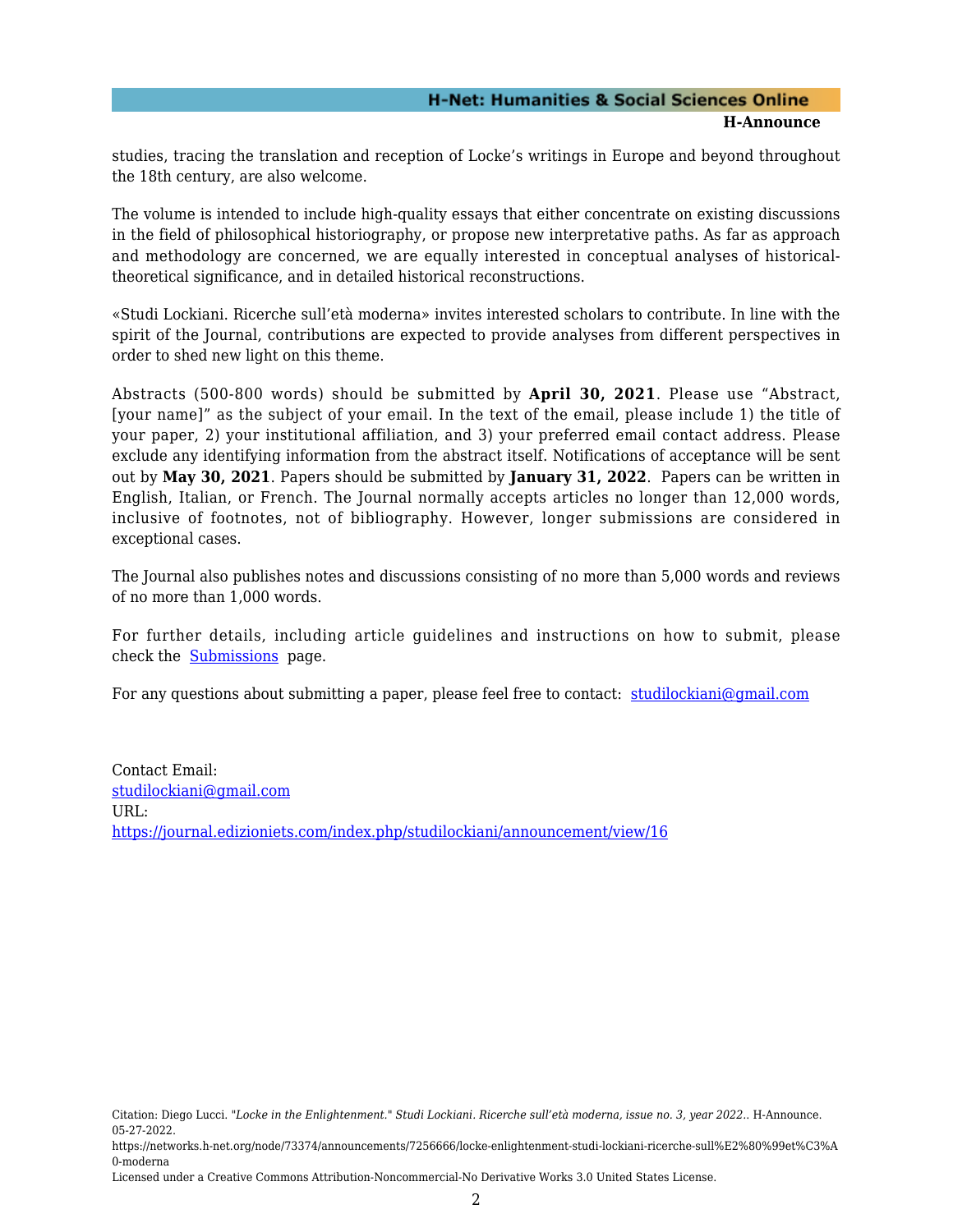studies, tracing the translation and reception of Locke's writings in Europe and beyond throughout the 18th century, are also welcome.

The volume is intended to include high-quality essays that either concentrate on existing discussions in the field of philosophical historiography, or propose new interpretative paths. As far as approach and methodology are concerned, we are equally interested in conceptual analyses of historical-theoretical significance, and in detailed historical reconstructions.

«Studi Lockiani. Ricerche sull'età moderna» invites interested scholars to contribute. In line with the spirit of the Journal, contributions are expected to provide analyses from different perspectives in order to shed new light on this theme.

Abstracts (500-800 words) should be submitted by **April 30, 2021**. Please use "Abstract, [your name]" as the subject of your email. In the text of the email, please include 1) the title of your paper, 2) your institutional affiliation, and 3) your preferred email contact address. Please exclude any identifying information from the abstract itself. Notifications of acceptance will be sent out by **May 30, 2021**. Papers should be submitted by **January 31, 2022**. Papers can be written in English, Italian, or French. The Journal normally accepts articles no longer than 12,000 words, inclusive of footnotes, not of bibliography. However, longer submissions are considered in exceptional cases.

The Journal also publishes notes and discussions consisting of no more than 5,000 words and reviews of no more than 1,000 words.

For further details, including article guidelines and instructions on how to submit, please check the [Submissions](https://journal.edizioniets.com/index.php/studilockiani/about/submissions) page.

For any questions about submitting a paper, please feel free to contact: [studilockiani@gmail.com](mailto:studilockiani@gmail.com)

Contact Email:
[studilockiani@gmail.com](mailto:studilockiani@gmail.com)
URL:
[https://journal.edizioniets.com/index.php/studilockiani/announcement/view/16](https://journal.edizioniets.com/index.php/studilockiani/announcement/view/16)

Citation: Diego Lucci. "*Locke in the Enlightenment.*" *Studi Lockiani. Ricerche sull'età moderna, issue no. 3, year 2022.*. H-Announce. 05-27-2022.
https://networks.h-net.org/node/73374/announcements/7256666/locke-enlightenment-studi-lockiani-ricerche-sull%E2%80%99et%C3%A0-moderna
Licensed under a Creative Commons Attribution-Noncommercial-No Derivative Works 3.0 United States License.